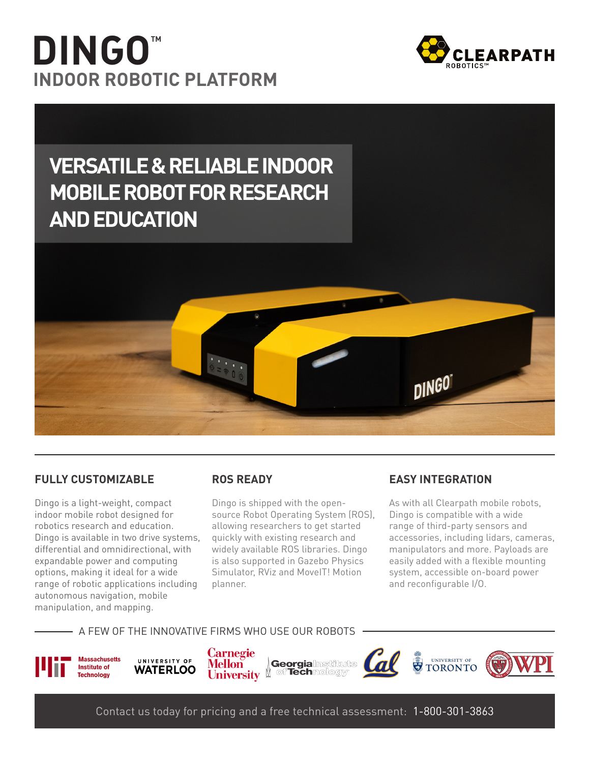# DINGO™

## INDOOR ROBOTIC PLATFORM

## VERSATILE & RELIABLE INDOOR MOBILE ROBOT FOR RESEARCH AND EDUCATION

### FULLY CUSTOMIZABLE

Dingo is a light-weight, compact indoor mobile robot designed for robotics research and education. Dingo is available in two drive systems, differential and omnidirectional, with expandable power and computing options, making it ideal for a wide range of robotic applications including autonomous navigation, mobile manipulation, and mapping.

### ROS READY

Dingo is shipped with the open-source Robot Operating System (ROS), allowing researchers to get started quickly with existing research and widely available ROS libraries. Dingo is also supported in Gazebo Physics Simulator, RViz and MoveIT! Motion planner.

### EASY INTEGRATION

As with all Clearpath mobile robots, Dingo is compatible with a wide range of third-party sensors and accessories, including lidars, cameras, manipulators and more. Payloads are easily added with a flexible mounting system, accessible on-board power and reconfigurable I/O.

A FEW OF THE INNOVATIVE FIRMS WHO USE OUR ROBOTS

Massachusetts Institute of Technology | University of Waterloo | Carnegie Mellon University | Georgia Institute of Technology | Cal | University of Toronto | WPI

Contact us today for pricing and a free technical assessment: 1-800-301-3863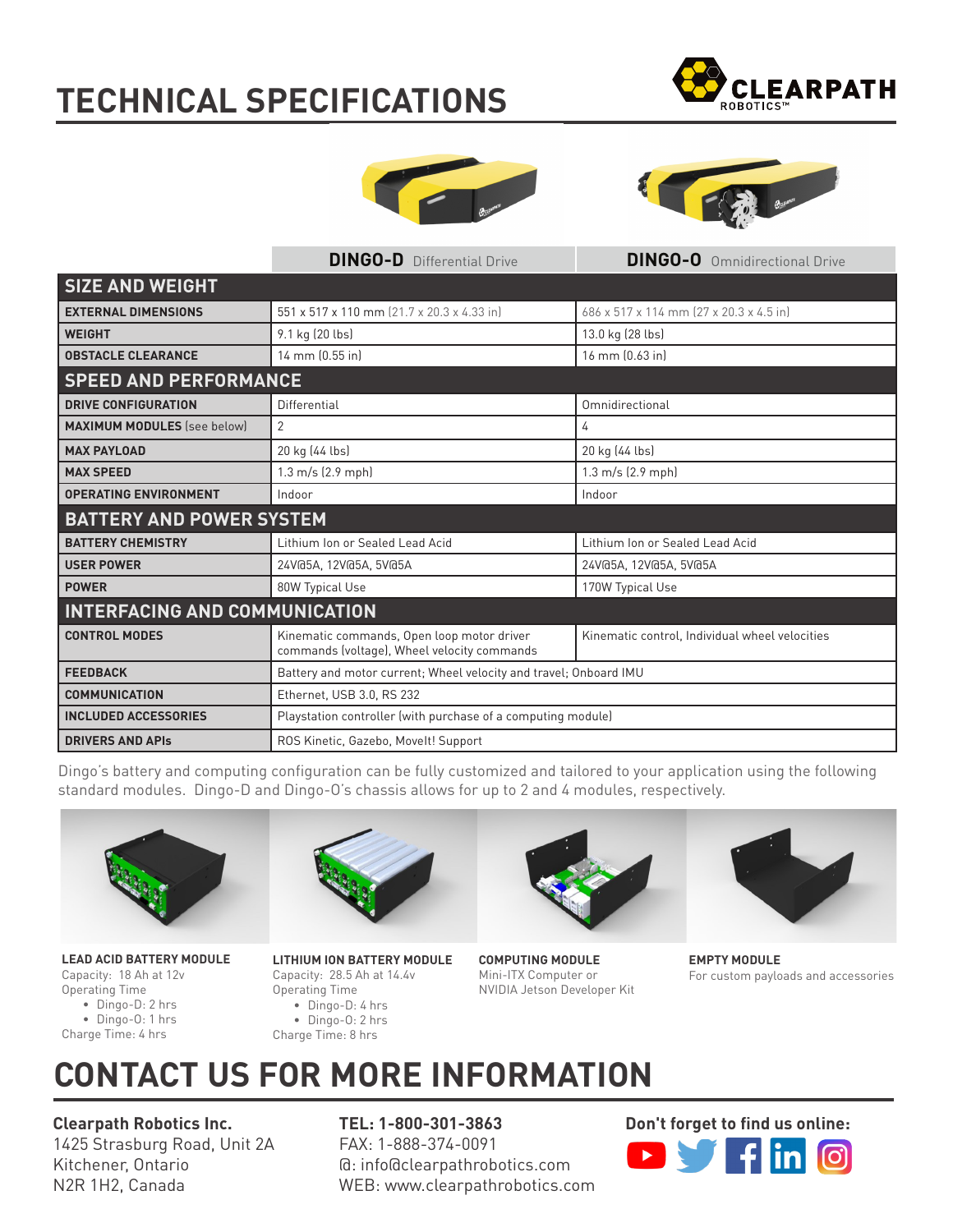# TECHNICAL SPECIFICATIONS

| | **DINGO-D** Differential Drive | **DINGO-O** Omnidirectional Drive |
|---|---|---|
| **SIZE AND WEIGHT** | | |
| **EXTERNAL DIMENSIONS** | 551 x 517 x 110 mm (21.7 x 20.3 x 4.33 in) | 686 x 517 x 114 mm (27 x 20.3 x 4.5 in) |
| **WEIGHT** | 9.1 kg (20 lbs) | 13.0 kg (28 lbs) |
| **OBSTACLE CLEARANCE** | 14 mm (0.55 in) | 16 mm (0.63 in) |
| **SPEED AND PERFORMANCE** | | |
| **DRIVE CONFIGURATION** | Differential | Omnidirectional |
| **MAXIMUM MODULES** (see below) | 2 | 4 |
| **MAX PAYLOAD** | 20 kg (44 lbs) | 20 kg (44 lbs) |
| **MAX SPEED** | 1.3 m/s (2.9 mph) | 1.3 m/s (2.9 mph) |
| **OPERATING ENVIRONMENT** | Indoor | Indoor |
| **BATTERY AND POWER SYSTEM** | | |
| **BATTERY CHEMISTRY** | Lithium Ion or Sealed Lead Acid | Lithium Ion or Sealed Lead Acid |
| **USER POWER** | 24V@5A, 12V@5A, 5V@5A | 24V@5A, 12V@5A, 5V@5A |
| **POWER** | 80W Typical Use | 170W Typical Use |
| **INTERFACING AND COMMUNICATION** | | |
| **CONTROL MODES** | Kinematic commands, Open loop motor driver commands (voltage), Wheel velocity commands | Kinematic control, Individual wheel velocities |
| **FEEDBACK** | Battery and motor current; Wheel velocity and travel; Onboard IMU | |
| **COMMUNICATION** | Ethernet, USB 3.0, RS 232 | |
| **INCLUDED ACCESSORIES** | Playstation controller (with purchase of a computing module) | |
| **DRIVERS AND APIs** | ROS Kinetic, Gazebo, MoveIt! Support | |

Dingo's battery and computing configuration can be fully customized and tailored to your application using the following standard modules. Dingo-D and Dingo-O's chassis allows for up to 2 and 4 modules, respectively.

**LEAD ACID BATTERY MODULE**
Capacity: 18 Ah at 12v
Operating Time
- Dingo-D: 2 hrs
- Dingo-O: 1 hrs

Charge Time: 4 hrs

**LITHIUM ION BATTERY MODULE**
Capacity: 28.5 Ah at 14.4v
Operating Time
- Dingo-D: 4 hrs
- Dingo-O: 2 hrs

Charge Time: 8 hrs

**COMPUTING MODULE**
Mini-ITX Computer or NVIDIA Jetson Developer Kit

**EMPTY MODULE**
For custom payloads and accessories

# CONTACT US FOR MORE INFORMATION

**Clearpath Robotics Inc.**
1425 Strasburg Road, Unit 2A
Kitchener, Ontario
N2R 1H2, Canada

**TEL: 1-800-301-3863**
FAX: 1-888-374-0091
@: info@clearpathrobotics.com
WEB: www.clearpathrobotics.com

**Don't forget to find us online:**